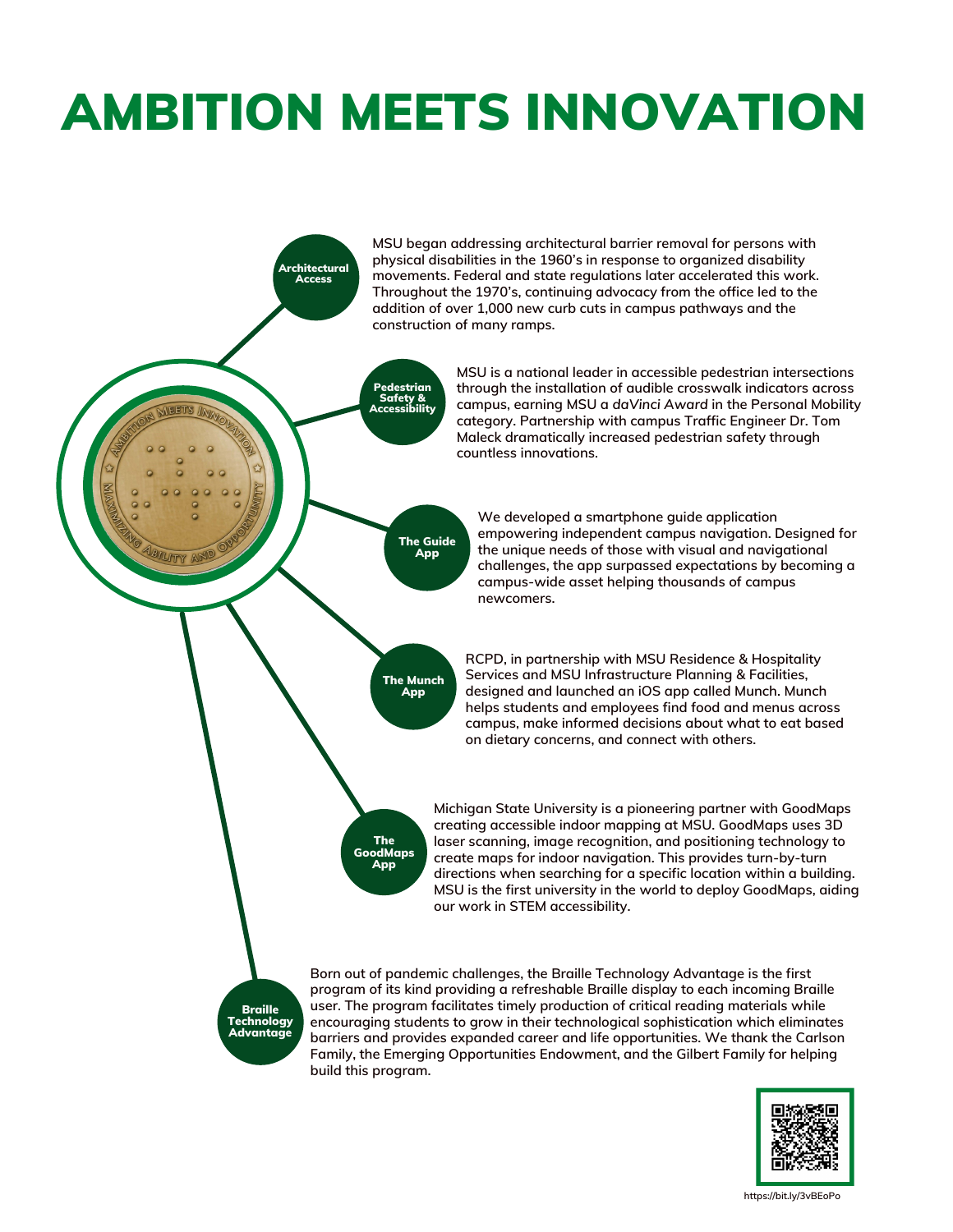# AMBITION MEETS INNOVATION

### Architectural Access

MSU began addressing architectural barrier removal for persons with physical disabilities in the 1960's in response to organized disability movements. Federal and state regulations later accelerated this work. Throughout the 1970's, continuing advocacy from the office led to the addition of over 1,000 new curb cuts in campus pathways and the construction of many ramps.

### Pedestrian Safety & Accessibility

MSU is a national leader in accessible pedestrian intersections through the installation of audible crosswalk indicators across campus, earning MSU a *daVinci Award* in the Personal Mobility category. Partnership with campus Traffic Engineer Dr. Tom Maleck dramatically increased pedestrian safety through countless innovations.

### The Guide App

We developed a smartphone guide application empowering independent campus navigation. Designed for the unique needs of those with visual and navigational challenges, the app surpassed expectations by becoming a campus-wide asset helping thousands of campus newcomers.

### The Munch App

RCPD, in partnership with MSU Residence & Hospitality Services and MSU Infrastructure Planning & Facilities, designed and launched an iOS app called Munch. Munch helps students and employees find food and menus across campus, make informed decisions about what to eat based on dietary concerns, and connect with others.

### The GoodMaps App

Michigan State University is a pioneering partner with GoodMaps creating accessible indoor mapping at MSU. GoodMaps uses 3D laser scanning, image recognition, and positioning technology to create maps for indoor navigation. This provides turn-by-turn directions when searching for a specific location within a building. MSU is the first university in the world to deploy GoodMaps, aiding our work in STEM accessibility.

### Braille Technology Advantage

Born out of pandemic challenges, the Braille Technology Advantage is the first program of its kind providing a refreshable Braille display to each incoming Braille user. The program facilitates timely production of critical reading materials while encouraging students to grow in their technological sophistication which eliminates barriers and provides expanded career and life opportunities. We thank the Carlson Family, the Emerging Opportunities Endowment, and the Gilbert Family for helping build this program.

https://bit.ly/3vBEoPo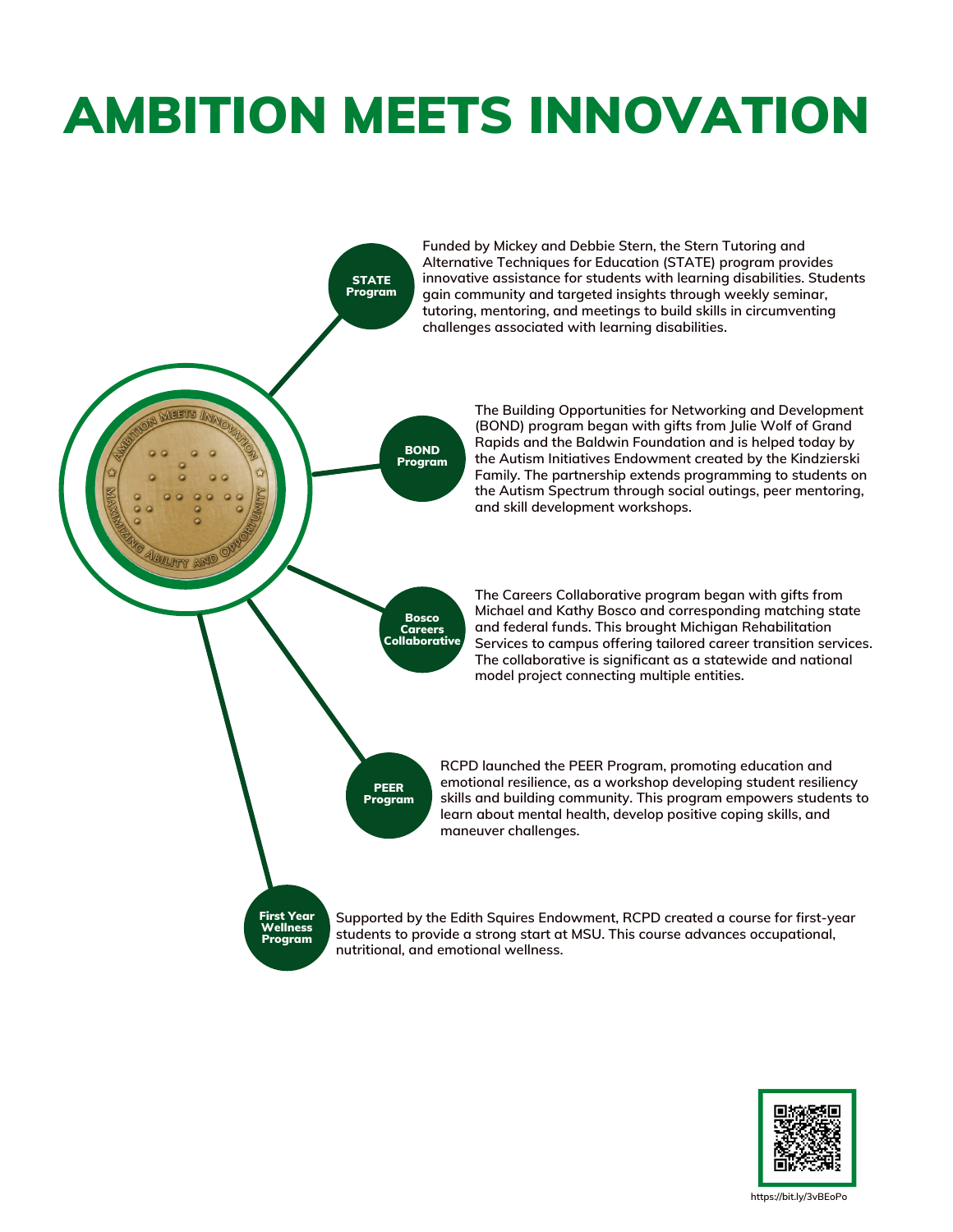# AMBITION MEETS INNOVATION

**STATE Program**

Funded by Mickey and Debbie Stern, the Stern Tutoring and Alternative Techniques for Education (STATE) program provides innovative assistance for students with learning disabilities. Students gain community and targeted insights through weekly seminar, tutoring, mentoring, and meetings to build skills in circumventing challenges associated with learning disabilities.

**BOND Program**

The Building Opportunities for Networking and Development (BOND) program began with gifts from Julie Wolf of Grand Rapids and the Baldwin Foundation and is helped today by the Autism Initiatives Endowment created by the Kindzierski Family. The partnership extends programming to students on the Autism Spectrum through social outings, peer mentoring, and skill development workshops.

**Bosco Careers Collaborative**

The Careers Collaborative program began with gifts from Michael and Kathy Bosco and corresponding matching state and federal funds. This brought Michigan Rehabilitation Services to campus offering tailored career transition services. The collaborative is significant as a statewide and national model project connecting multiple entities.

**PEER Program**

RCPD launched the PEER Program, promoting education and emotional resilience, as a workshop developing student resiliency skills and building community. This program empowers students to learn about mental health, develop positive coping skills, and maneuver challenges.

**First Year Wellness Program**

Supported by the Edith Squires Endowment, RCPD created a course for first-year students to provide a strong start at MSU. This course advances occupational, nutritional, and emotional wellness.

https://bit.ly/3vBEoPo